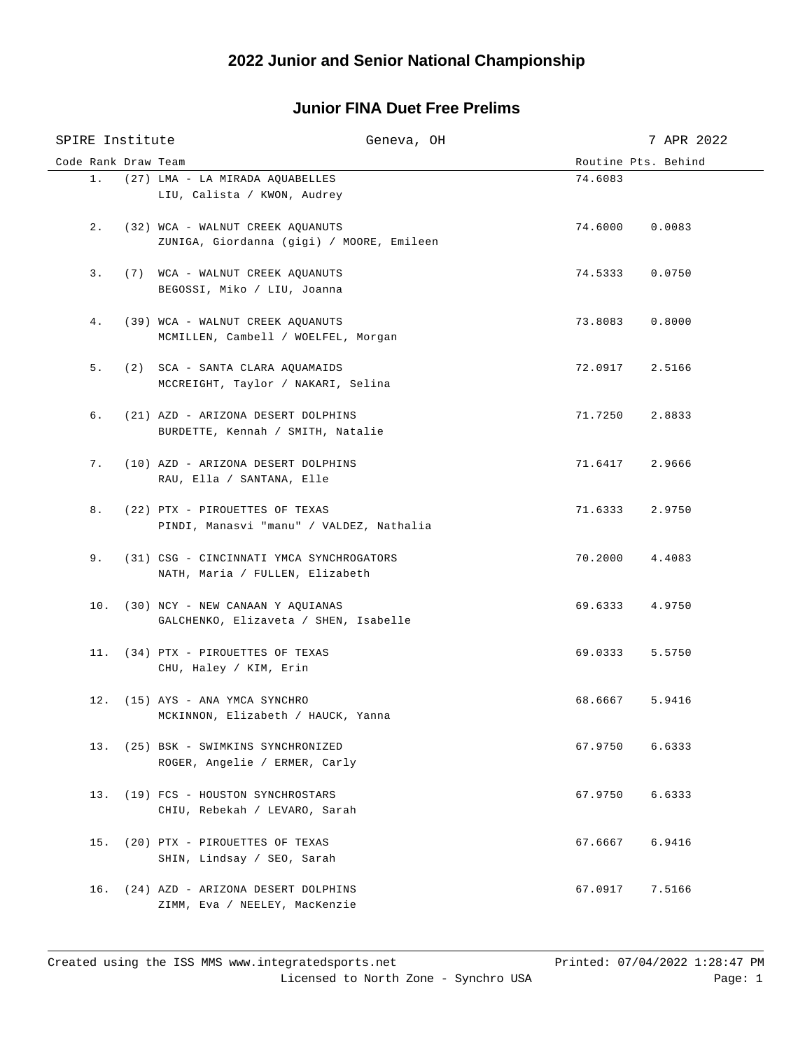# 2022 Junior and Senior National Championship

## Junior FINA Duet Free Prelims

SPIRE Institute | Geneva, OH | 7 APR 2022

| Code | Rank | Draw | Team | Routine | Pts. Behind |
|---|---|---|---|---|---|
| | 1. | (27) | LMA - LA MIRADA AQUABELLES<br>LIU, Calista / KWON, Audrey | 74.6083 | |
| | 2. | (32) | WCA - WALNUT CREEK AQUANUTS<br>ZUNIGA, Giordanna (gigi) / MOORE, Emileen | 74.6000 | 0.0083 |
| | 3. | (7) | WCA - WALNUT CREEK AQUANUTS<br>BEGOSSI, Miko / LIU, Joanna | 74.5333 | 0.0750 |
| | 4. | (39) | WCA - WALNUT CREEK AQUANUTS<br>MCMILLEN, Cambell / WOELFEL, Morgan | 73.8083 | 0.8000 |
| | 5. | (2) | SCA - SANTA CLARA AQUAMAIDS<br>MCCREIGHT, Taylor / NAKARI, Selina | 72.0917 | 2.5166 |
| | 6. | (21) | AZD - ARIZONA DESERT DOLPHINS<br>BURDETTE, Kennah / SMITH, Natalie | 71.7250 | 2.8833 |
| | 7. | (10) | AZD - ARIZONA DESERT DOLPHINS<br>RAU, Ella / SANTANA, Elle | 71.6417 | 2.9666 |
| | 8. | (22) | PTX - PIROUETTES OF TEXAS<br>PINDI, Manasvi "manu" / VALDEZ, Nathalia | 71.6333 | 2.9750 |
| | 9. | (31) | CSG - CINCINNATI YMCA SYNCHROGATORS<br>NATH, Maria / FULLEN, Elizabeth | 70.2000 | 4.4083 |
| | 10. | (30) | NCY - NEW CANAAN Y AQUIANAS<br>GALCHENKO, Elizaveta / SHEN, Isabelle | 69.6333 | 4.9750 |
| | 11. | (34) | PTX - PIROUETTES OF TEXAS<br>CHU, Haley / KIM, Erin | 69.0333 | 5.5750 |
| | 12. | (15) | AYS - ANA YMCA SYNCHRO<br>MCKINNON, Elizabeth / HAUCK, Yanna | 68.6667 | 5.9416 |
| | 13. | (25) | BSK - SWIMKINS SYNCHRONIZED<br>ROGER, Angelie / ERMER, Carly | 67.9750 | 6.6333 |
| | 13. | (19) | FCS - HOUSTON SYNCHROSTARS<br>CHIU, Rebekah / LEVARO, Sarah | 67.9750 | 6.6333 |
| | 15. | (20) | PTX - PIROUETTES OF TEXAS<br>SHIN, Lindsay / SEO, Sarah | 67.6667 | 6.9416 |
| | 16. | (24) | AZD - ARIZONA DESERT DOLPHINS<br>ZIMM, Eva / NEELEY, MacKenzie | 67.0917 | 7.5166 |

Created using the ISS MMS www.integratedsports.net | Printed: 07/04/2022 1:28:47 PM

Licensed to North Zone - Synchro USA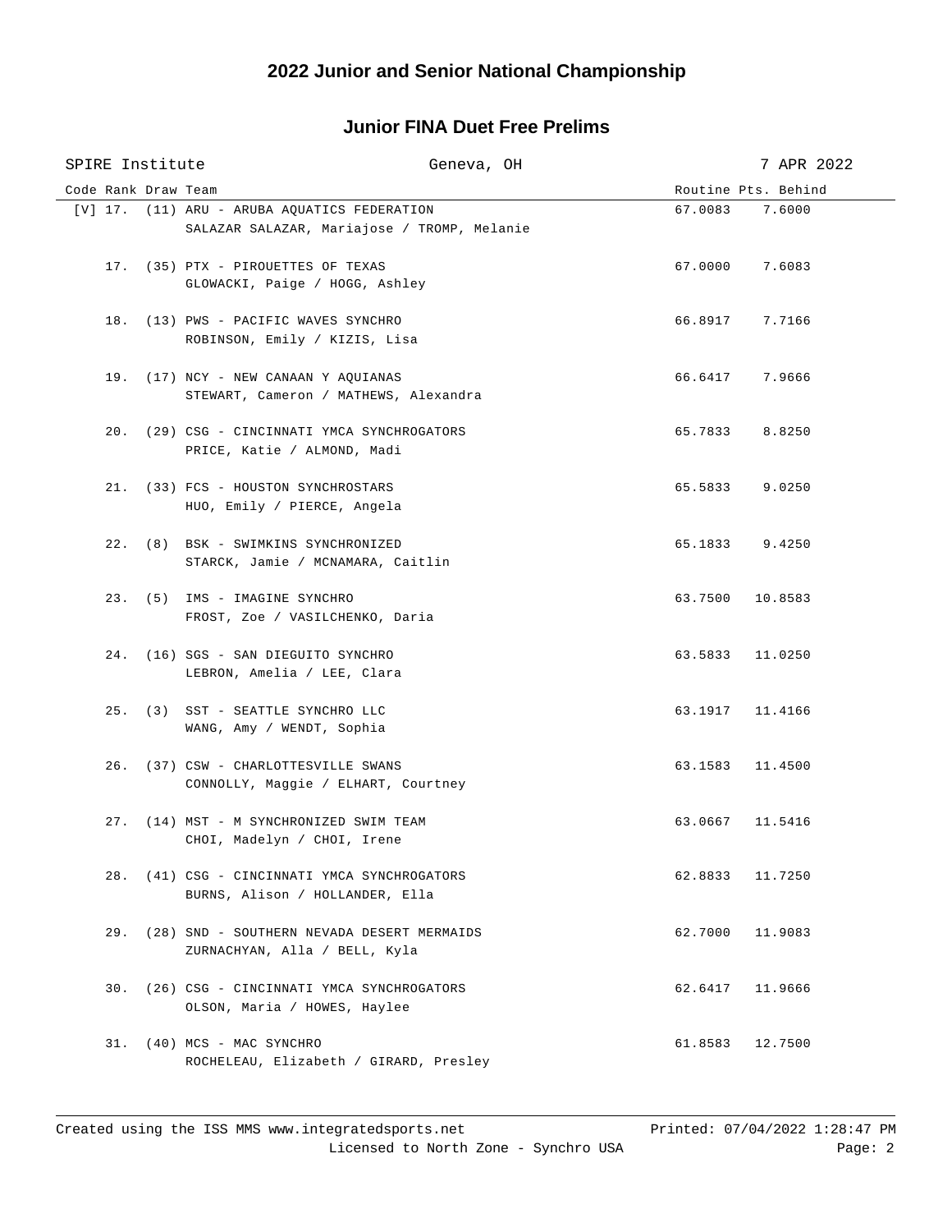## 2022 Junior and Senior National Championship

### Junior FINA Duet Free Prelims

SPIRE Institute | Geneva, OH | 7 APR 2022

| Code | Rank | Draw | Team | Routine | Pts. Behind |
|---|---|---|---|---|---|
| [V] | 17. | (11) | ARU - ARUBA AQUATICS FEDERATION<br>SALAZAR SALAZAR, Mariajose / TROMP, Melanie | 67.0083 | 7.6000 |
| | 17. | (35) | PTX - PIROUETTES OF TEXAS<br>GLOWACKI, Paige / HOGG, Ashley | 67.0000 | 7.6083 |
| | 18. | (13) | PWS - PACIFIC WAVES SYNCHRO<br>ROBINSON, Emily / KIZIS, Lisa | 66.8917 | 7.7166 |
| | 19. | (17) | NCY - NEW CANAAN Y AQUIANAS<br>STEWART, Cameron / MATHEWS, Alexandra | 66.6417 | 7.9666 |
| | 20. | (29) | CSG - CINCINNATI YMCA SYNCHROGATORS<br>PRICE, Katie / ALMOND, Madi | 65.7833 | 8.8250 |
| | 21. | (33) | FCS - HOUSTON SYNCHROSTARS<br>HUO, Emily / PIERCE, Angela | 65.5833 | 9.0250 |
| | 22. | (8) | BSK - SWIMKINS SYNCHRONIZED<br>STARCK, Jamie / MCNAMARA, Caitlin | 65.1833 | 9.4250 |
| | 23. | (5) | IMS - IMAGINE SYNCHRO<br>FROST, Zoe / VASILCHENKO, Daria | 63.7500 | 10.8583 |
| | 24. | (16) | SGS - SAN DIEGUITO SYNCHRO<br>LEBRON, Amelia / LEE, Clara | 63.5833 | 11.0250 |
| | 25. | (3) | SST - SEATTLE SYNCHRO LLC<br>WANG, Amy / WENDT, Sophia | 63.1917 | 11.4166 |
| | 26. | (37) | CSW - CHARLOTTESVILLE SWANS<br>CONNOLLY, Maggie / ELHART, Courtney | 63.1583 | 11.4500 |
| | 27. | (14) | MST - M SYNCHRONIZED SWIM TEAM<br>CHOI, Madelyn / CHOI, Irene | 63.0667 | 11.5416 |
| | 28. | (41) | CSG - CINCINNATI YMCA SYNCHROGATORS<br>BURNS, Alison / HOLLANDER, Ella | 62.8833 | 11.7250 |
| | 29. | (28) | SND - SOUTHERN NEVADA DESERT MERMAIDS<br>ZURNACHYAN, Alla / BELL, Kyla | 62.7000 | 11.9083 |
| | 30. | (26) | CSG - CINCINNATI YMCA SYNCHROGATORS<br>OLSON, Maria / HOWES, Haylee | 62.6417 | 11.9666 |
| | 31. | (40) | MCS - MAC SYNCHRO<br>ROCHELEAU, Elizabeth / GIRARD, Presley | 61.8583 | 12.7500 |

Created using the ISS MMS www.integratedsports.net | Printed: 07/04/2022 1:28:47 PM
Licensed to North Zone - Synchro USA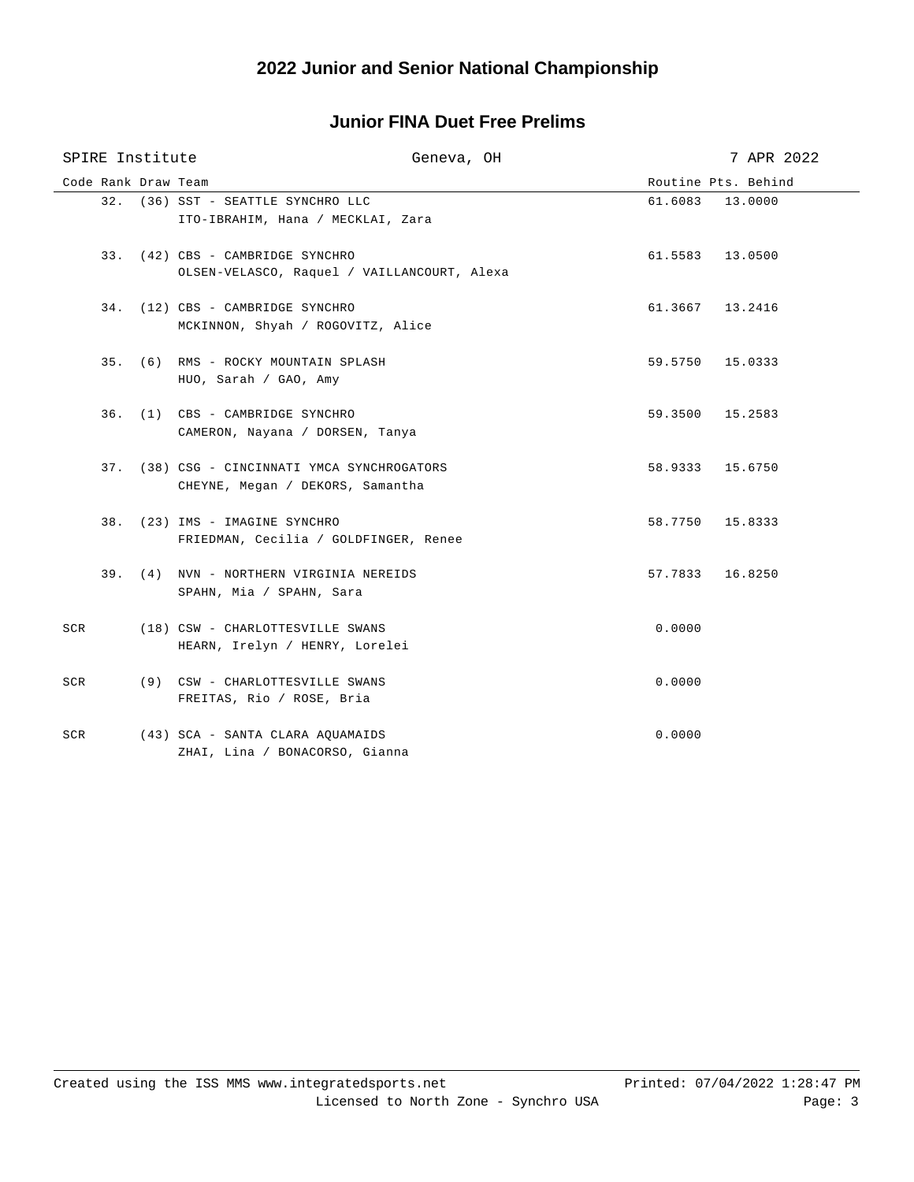# 2022 Junior and Senior National Championship

## Junior FINA Duet Free Prelims

SPIRE Institute — Geneva, OH — 7 APR 2022

| Code | Rank | Draw | Team | Routine | Pts. Behind |
|---|---|---|---|---|---|
| | 32. | (36) | SST - SEATTLE SYNCHRO LLC<br>ITO-IBRAHIM, Hana / MECKLAI, Zara | 61.6083 | 13.0000 |
| | 33. | (42) | CBS - CAMBRIDGE SYNCHRO<br>OLSEN-VELASCO, Raquel / VAILLANCOURT, Alexa | 61.5583 | 13.0500 |
| | 34. | (12) | CBS - CAMBRIDGE SYNCHRO<br>MCKINNON, Shyah / ROGOVITZ, Alice | 61.3667 | 13.2416 |
| | 35. | (6) | RMS - ROCKY MOUNTAIN SPLASH<br>HUO, Sarah / GAO, Amy | 59.5750 | 15.0333 |
| | 36. | (1) | CBS - CAMBRIDGE SYNCHRO<br>CAMERON, Nayana / DORSEN, Tanya | 59.3500 | 15.2583 |
| | 37. | (38) | CSG - CINCINNATI YMCA SYNCHROGATORS<br>CHEYNE, Megan / DEKORS, Samantha | 58.9333 | 15.6750 |
| | 38. | (23) | IMS - IMAGINE SYNCHRO<br>FRIEDMAN, Cecilia / GOLDFINGER, Renee | 58.7750 | 15.8333 |
| | 39. | (4) | NVN - NORTHERN VIRGINIA NEREIDS<br>SPAHN, Mia / SPAHN, Sara | 57.7833 | 16.8250 |
| SCR | | (18) | CSW - CHARLOTTESVILLE SWANS<br>HEARN, Irelyn / HENRY, Lorelei | 0.0000 | |
| SCR | | (9) | CSW - CHARLOTTESVILLE SWANS<br>FREITAS, Rio / ROSE, Bria | 0.0000 | |
| SCR | | (43) | SCA - SANTA CLARA AQUAMAIDS<br>ZHAI, Lina / BONACORSO, Gianna | 0.0000 | |

Created using the ISS MMS www.integratedsports.net — Printed: 07/04/2022 1:28:47 PM
Licensed to North Zone - Synchro USA